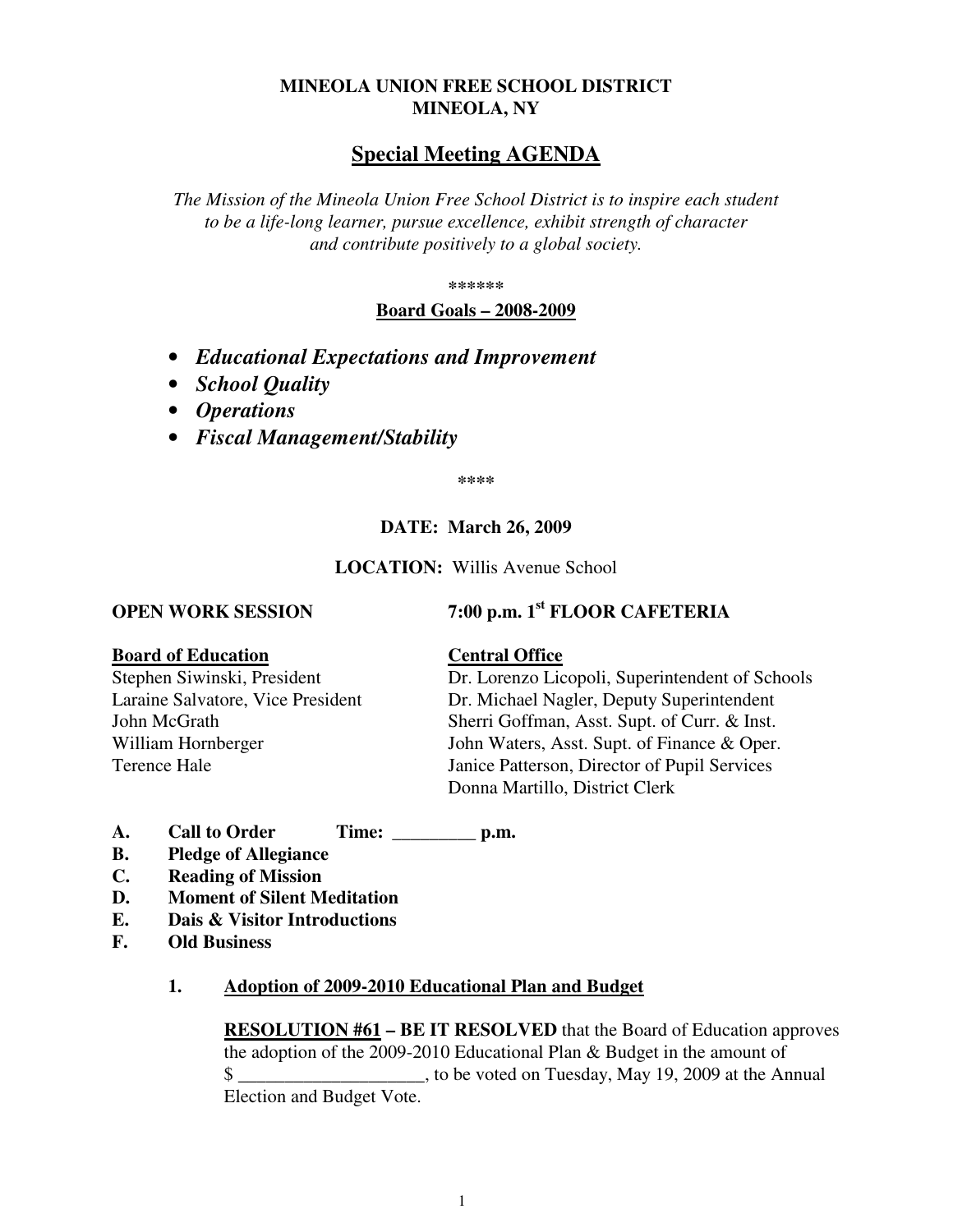**MINEOLA UNION FREE SCHOOL DISTRICT**
**MINEOLA, NY**

# Special Meeting AGENDA

*The Mission of the Mineola Union Free School District is to inspire each student to be a life-long learner, pursue excellence, exhibit strength of character and contribute positively to a global society.*

******

**Board Goals – 2008-2009**

- ***Educational Expectations and Improvement***
- ***School Quality***
- ***Operations***
- ***Fiscal Management/Stability***

****

**DATE: March 26, 2009**

**LOCATION:** Willis Avenue School

**OPEN WORK SESSION** **7:00 p.m. 1st FLOOR CAFETERIA**

| **Board of Education** | **Central Office** |
|---|---|
| Stephen Siwinski, President | Dr. Lorenzo Licopoli, Superintendent of Schools |
| Laraine Salvatore, Vice President | Dr. Michael Nagler, Deputy Superintendent |
| John McGrath | Sherri Goffman, Asst. Supt. of Curr. & Inst. |
| William Hornberger | John Waters, Asst. Supt. of Finance & Oper. |
| Terence Hale | Janice Patterson, Director of Pupil Services |
| | Donna Martillo, District Clerk |

A. **Call to Order** **Time: _________ p.m.**
B. **Pledge of Allegiance**
C. **Reading of Mission**
D. **Moment of Silent Meditation**
E. **Dais & Visitor Introductions**
F. **Old Business**

1. **Adoption of 2009-2010 Educational Plan and Budget**

**RESOLUTION #61 – BE IT RESOLVED** that the Board of Education approves the adoption of the 2009-2010 Educational Plan & Budget in the amount of $ ____________________, to be voted on Tuesday, May 19, 2009 at the Annual Election and Budget Vote.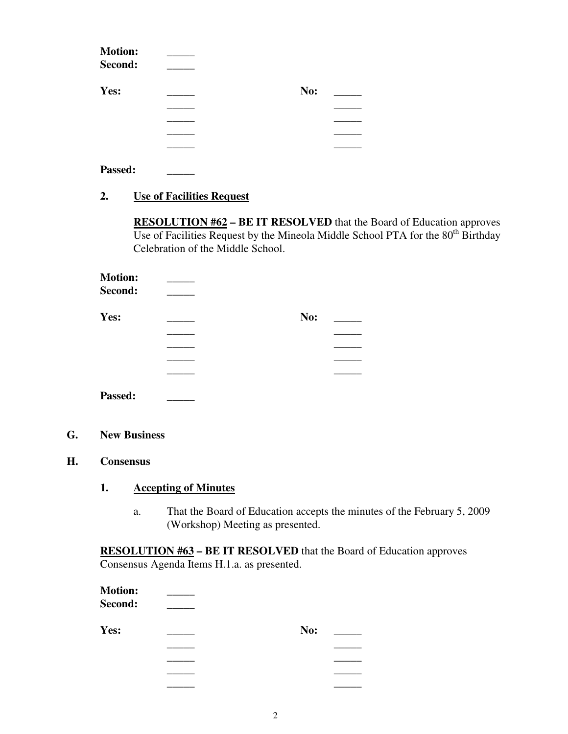**Motion:** _____
**Second:** _____

**Yes:** _____ **No:** _____
_____ _____
_____ _____
_____ _____
_____ _____

**Passed:** _____

**2. Use of Facilities Request**

**RESOLUTION #62 – BE IT RESOLVED** that the Board of Education approves Use of Facilities Request by the Mineola Middle School PTA for the 80th Birthday Celebration of the Middle School.

**Motion:** _____
**Second:** _____

**Yes:** _____ **No:** _____
_____ _____
_____ _____
_____ _____
_____ _____

**Passed:** _____

**G. New Business**

**H. Consensus**

**1. Accepting of Minutes**

a. That the Board of Education accepts the minutes of the February 5, 2009 (Workshop) Meeting as presented.

**RESOLUTION #63 – BE IT RESOLVED** that the Board of Education approves Consensus Agenda Items H.1.a. as presented.

**Motion:** _____
**Second:** _____

**Yes:** _____ **No:** _____
_____ _____
_____ _____
_____ _____
_____ _____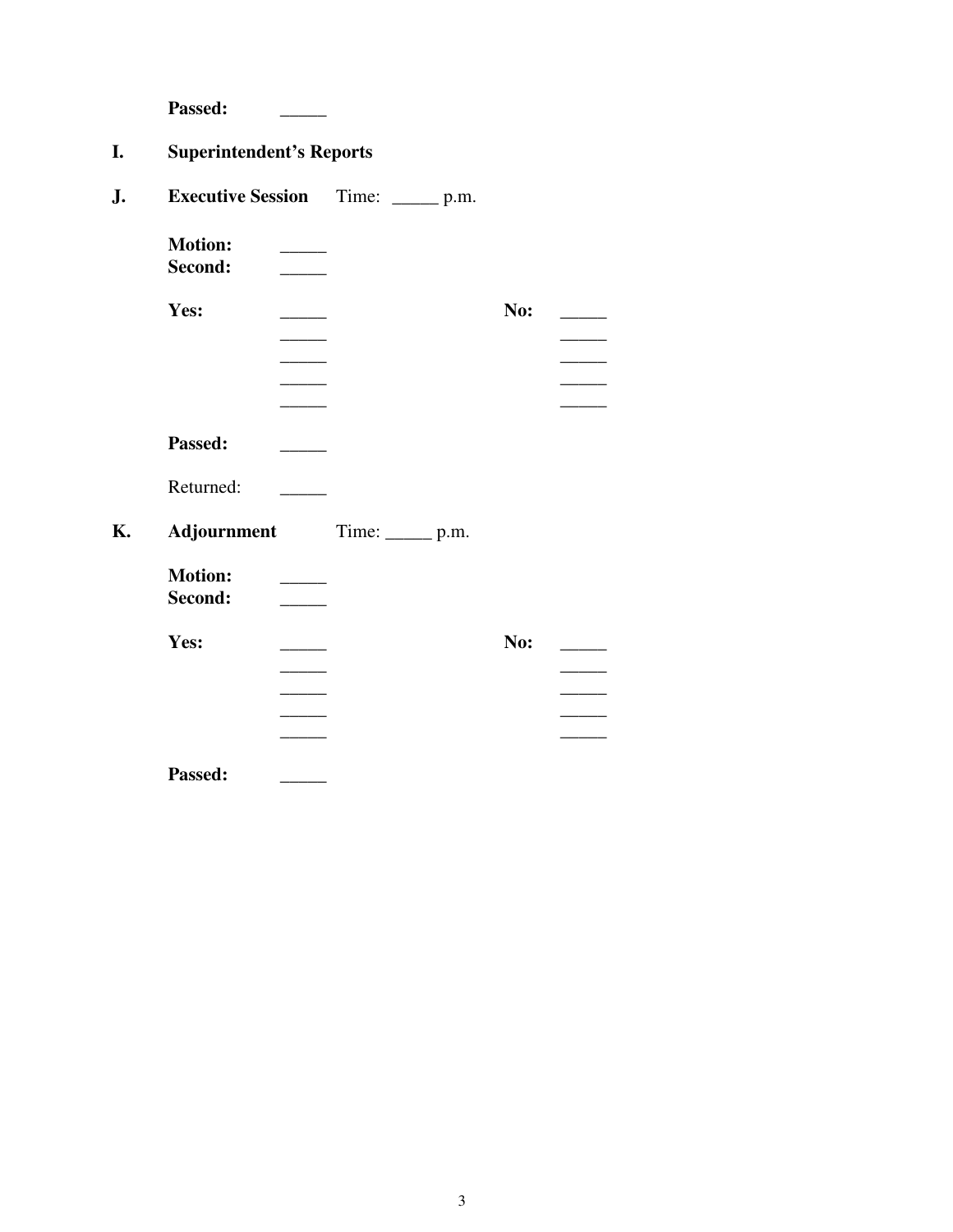**Passed:** _____

**I. Superintendent's Reports**

**J. Executive Session** Time: _____ p.m.

**Motion:** _____
**Second:** _____

| | | | |
|---|---|---|---|
| **Yes:** | _____ | **No:** | _____ |
| | _____ | | _____ |
| | _____ | | _____ |
| | _____ | | _____ |
| | _____ | | _____ |

**Passed:** _____

Returned: _____

**K. Adjournment** Time: _____ p.m.

**Motion:** _____
**Second:** _____

| | | | |
|---|---|---|---|
| **Yes:** | _____ | **No:** | _____ |
| | _____ | | _____ |
| | _____ | | _____ |
| | _____ | | _____ |
| | _____ | | _____ |

**Passed:** _____